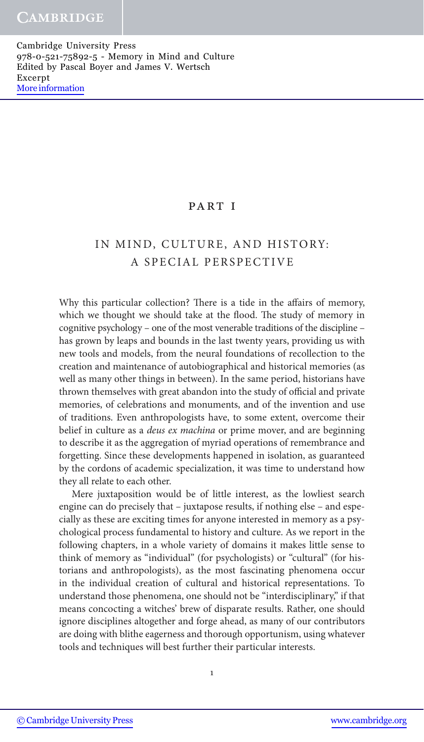# PART I

## IN MIND, CULTURE, AND HISTORY: A SPECIAL PERSPECTIVE

Why this particular collection? There is a tide in the affairs of memory, which we thought we should take at the flood. The study of memory in cognitive psychology – one of the most venerable traditions of the discipline – has grown by leaps and bounds in the last twenty years, providing us with new tools and models, from the neural foundations of recollection to the creation and maintenance of autobiographical and historical memories (as well as many other things in between). In the same period, historians have thrown themselves with great abandon into the study of official and private memories, of celebrations and monuments, and of the invention and use of traditions. Even anthropologists have, to some extent, overcome their belief in culture as a *deus ex machina* or prime mover, and are beginning to describe it as the aggregation of myriad operations of remembrance and forgetting. Since these developments happened in isolation, as guaranteed by the cordons of academic specialization, it was time to understand how they all relate to each other.

Mere juxtaposition would be of little interest, as the lowliest search engine can do precisely that – juxtapose results, if nothing else – and especially as these are exciting times for anyone interested in memory as a psychological process fundamental to history and culture. As we report in the following chapters, in a whole variety of domains it makes little sense to think of memory as "individual" (for psychologists) or "cultural" (for historians and anthropologists), as the most fascinating phenomena occur in the individual creation of cultural and historical representations. To understand those phenomena, one should not be "interdisciplinary," if that means concocting a witches' brew of disparate results. Rather, one should ignore disciplines altogether and forge ahead, as many of our contributors are doing with blithe eagerness and thorough opportunism, using whatever tools and techniques will best further their particular interests.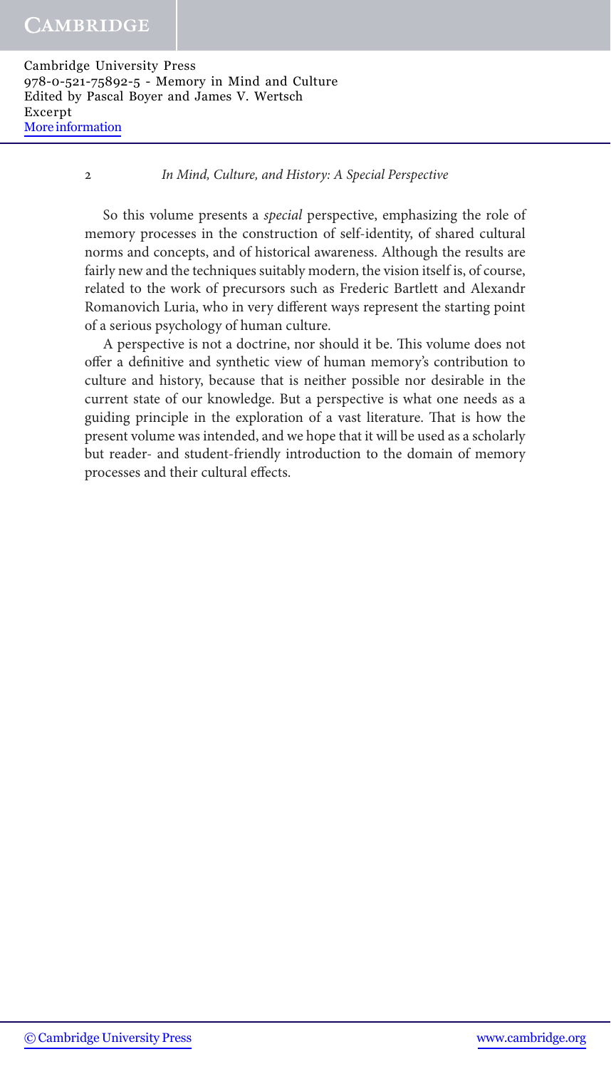So this volume presents a *special* perspective, emphasizing the role of memory processes in the construction of self-identity, of shared cultural norms and concepts, and of historical awareness. Although the results are fairly new and the techniques suitably modern, the vision itself is, of course, related to the work of precursors such as Frederic Bartlett and Alexandr Romanovich Luria, who in very different ways represent the starting point of a serious psychology of human culture.

A perspective is not a doctrine, nor should it be. This volume does not offer a definitive and synthetic view of human memory's contribution to culture and history, because that is neither possible nor desirable in the current state of our knowledge. But a perspective is what one needs as a guiding principle in the exploration of a vast literature. That is how the present volume was intended, and we hope that it will be used as a scholarly but reader- and student-friendly introduction to the domain of memory processes and their cultural effects.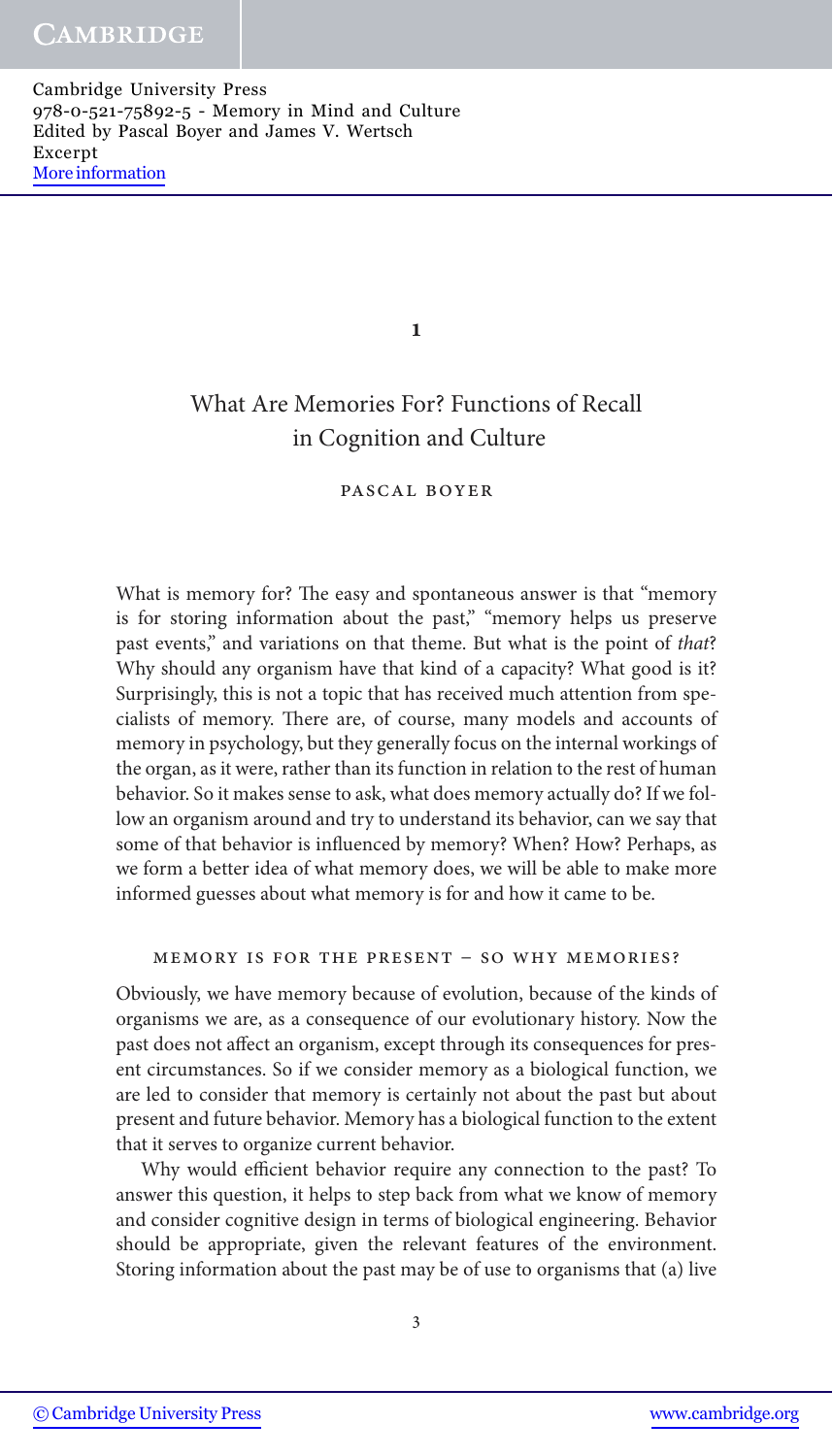# 1

## What Are Memories For? Functions of Recall in Cognition and Culture

PASCAL BOYER

What is memory for? The easy and spontaneous answer is that "memory is for storing information about the past," "memory helps us preserve past events," and variations on that theme. But what is the point of *that*? Why should any organism have that kind of a capacity? What good is it? Surprisingly, this is not a topic that has received much attention from specialists of memory. There are, of course, many models and accounts of memory in psychology, but they generally focus on the internal workings of the organ, as it were, rather than its function in relation to the rest of human behavior. So it makes sense to ask, what does memory actually do? If we follow an organism around and try to understand its behavior, can we say that some of that behavior is influenced by memory? When? How? Perhaps, as we form a better idea of what memory does, we will be able to make more informed guesses about what memory is for and how it came to be.

### MEMORY IS FOR THE PRESENT – SO WHY MEMORIES?

Obviously, we have memory because of evolution, because of the kinds of organisms we are, as a consequence of our evolutionary history. Now the past does not affect an organism, except through its consequences for present circumstances. So if we consider memory as a biological function, we are led to consider that memory is certainly not about the past but about present and future behavior. Memory has a biological function to the extent that it serves to organize current behavior.

Why would efficient behavior require any connection to the past? To answer this question, it helps to step back from what we know of memory and consider cognitive design in terms of biological engineering. Behavior should be appropriate, given the relevant features of the environment. Storing information about the past may be of use to organisms that (a) live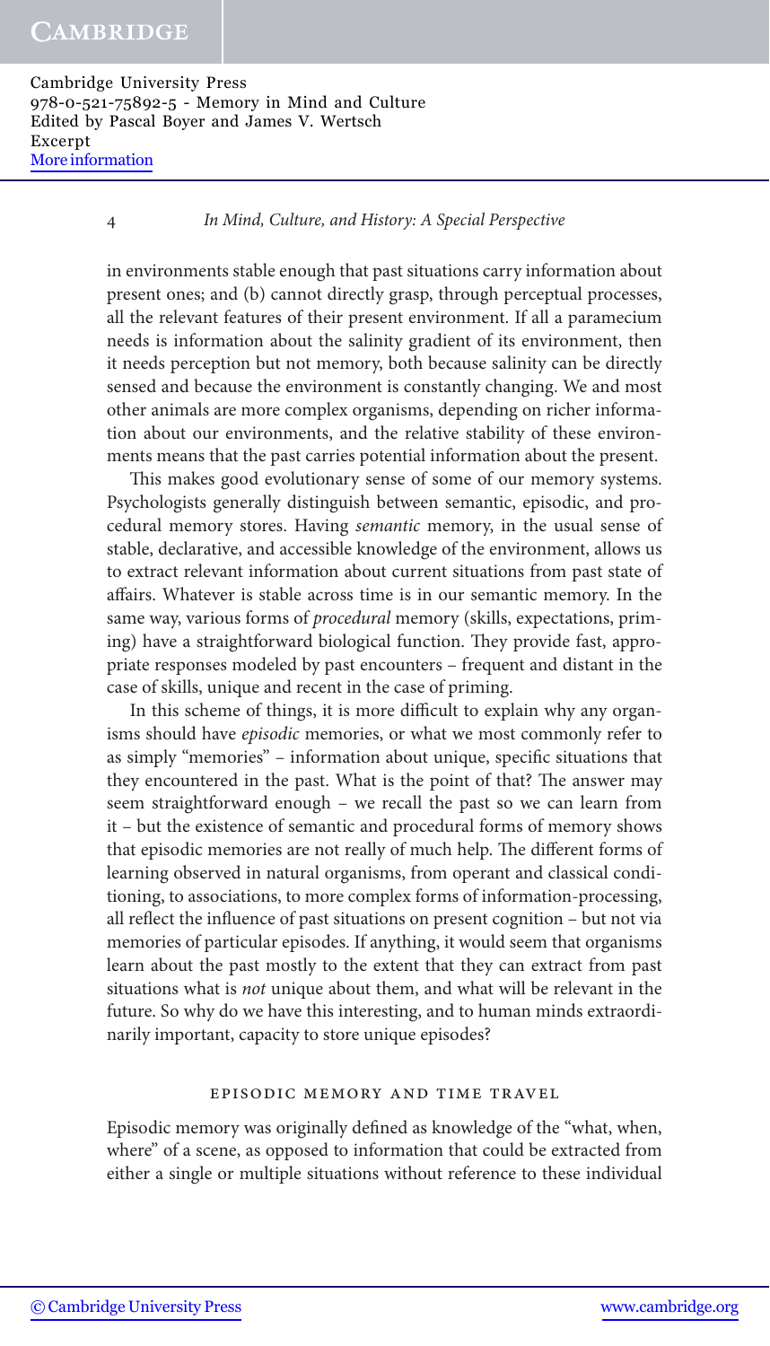in environments stable enough that past situations carry information about present ones; and (b) cannot directly grasp, through perceptual processes, all the relevant features of their present environment. If all a paramecium needs is information about the salinity gradient of its environment, then it needs perception but not memory, both because salinity can be directly sensed and because the environment is constantly changing. We and most other animals are more complex organisms, depending on richer information about our environments, and the relative stability of these environments means that the past carries potential information about the present.

This makes good evolutionary sense of some of our memory systems. Psychologists generally distinguish between semantic, episodic, and procedural memory stores. Having *semantic* memory, in the usual sense of stable, declarative, and accessible knowledge of the environment, allows us to extract relevant information about current situations from past state of affairs. Whatever is stable across time is in our semantic memory. In the same way, various forms of *procedural* memory (skills, expectations, priming) have a straightforward biological function. They provide fast, appropriate responses modeled by past encounters – frequent and distant in the case of skills, unique and recent in the case of priming.

In this scheme of things, it is more difficult to explain why any organisms should have *episodic* memories, or what we most commonly refer to as simply "memories" – information about unique, specific situations that they encountered in the past. What is the point of that? The answer may seem straightforward enough – we recall the past so we can learn from it – but the existence of semantic and procedural forms of memory shows that episodic memories are not really of much help. The different forms of learning observed in natural organisms, from operant and classical conditioning, to associations, to more complex forms of information-processing, all reflect the influence of past situations on present cognition – but not via memories of particular episodes. If anything, it would seem that organisms learn about the past mostly to the extent that they can extract from past situations what is *not* unique about them, and what will be relevant in the future. So why do we have this interesting, and to human minds extraordinarily important, capacity to store unique episodes?

## EPISODIC MEMORY AND TIME TRAVEL

Episodic memory was originally defined as knowledge of the "what, when, where" of a scene, as opposed to information that could be extracted from either a single or multiple situations without reference to these individual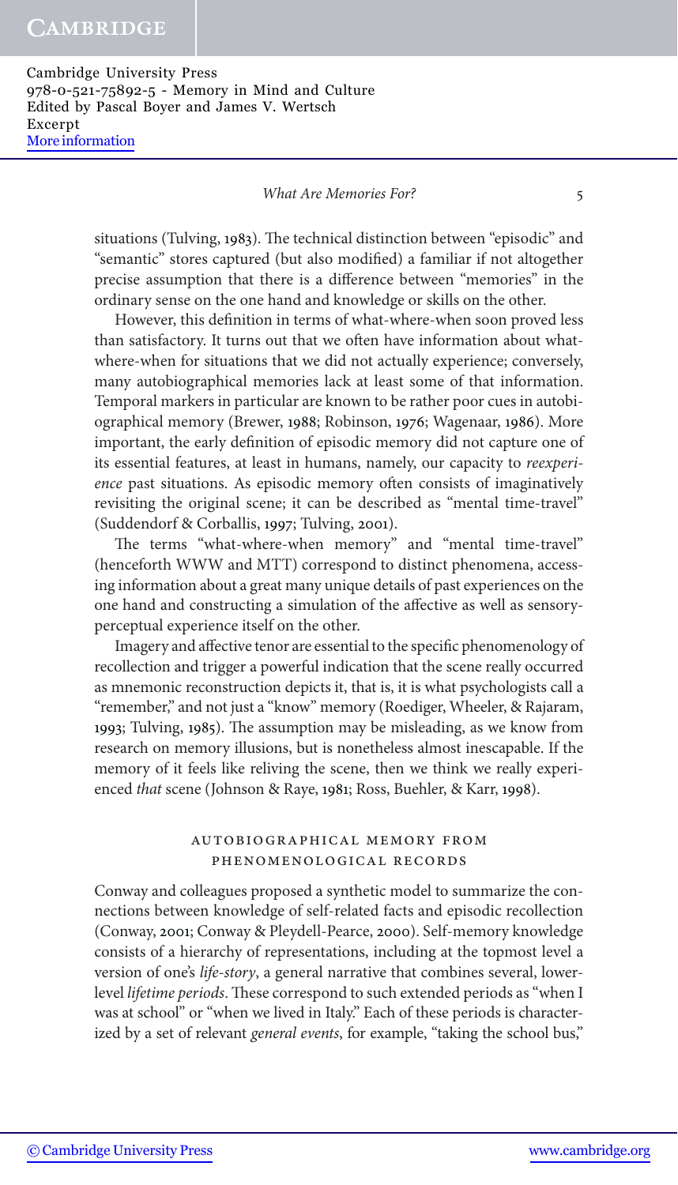situations (Tulving, 1983). The technical distinction between "episodic" and "semantic" stores captured (but also modified) a familiar if not altogether precise assumption that there is a difference between "memories" in the ordinary sense on the one hand and knowledge or skills on the other.

However, this definition in terms of what-where-when soon proved less than satisfactory. It turns out that we often have information about what-where-when for situations that we did not actually experience; conversely, many autobiographical memories lack at least some of that information. Temporal markers in particular are known to be rather poor cues in autobiographical memory (Brewer, 1988; Robinson, 1976; Wagenaar, 1986). More important, the early definition of episodic memory did not capture one of its essential features, at least in humans, namely, our capacity to *reexperience* past situations. As episodic memory often consists of imaginatively revisiting the original scene; it can be described as "mental time-travel" (Suddendorf & Corballis, 1997; Tulving, 2001).

The terms "what-where-when memory" and "mental time-travel" (henceforth WWW and MTT) correspond to distinct phenomena, accessing information about a great many unique details of past experiences on the one hand and constructing a simulation of the affective as well as sensory-perceptual experience itself on the other.

Imagery and affective tenor are essential to the specific phenomenology of recollection and trigger a powerful indication that the scene really occurred as mnemonic reconstruction depicts it, that is, it is what psychologists call a "remember," and not just a "know" memory (Roediger, Wheeler, & Rajaram, 1993; Tulving, 1985). The assumption may be misleading, as we know from research on memory illusions, but is nonetheless almost inescapable. If the memory of it feels like reliving the scene, then we think we really experienced *that* scene (Johnson & Raye, 1981; Ross, Buehler, & Karr, 1998).

## Autobiographical Memory from Phenomenological Records

Conway and colleagues proposed a synthetic model to summarize the connections between knowledge of self-related facts and episodic recollection (Conway, 2001; Conway & Pleydell-Pearce, 2000). Self-memory knowledge consists of a hierarchy of representations, including at the topmost level a version of one's *life-story*, a general narrative that combines several, lower-level *lifetime periods*. These correspond to such extended periods as "when I was at school" or "when we lived in Italy." Each of these periods is characterized by a set of relevant *general events*, for example, "taking the school bus,"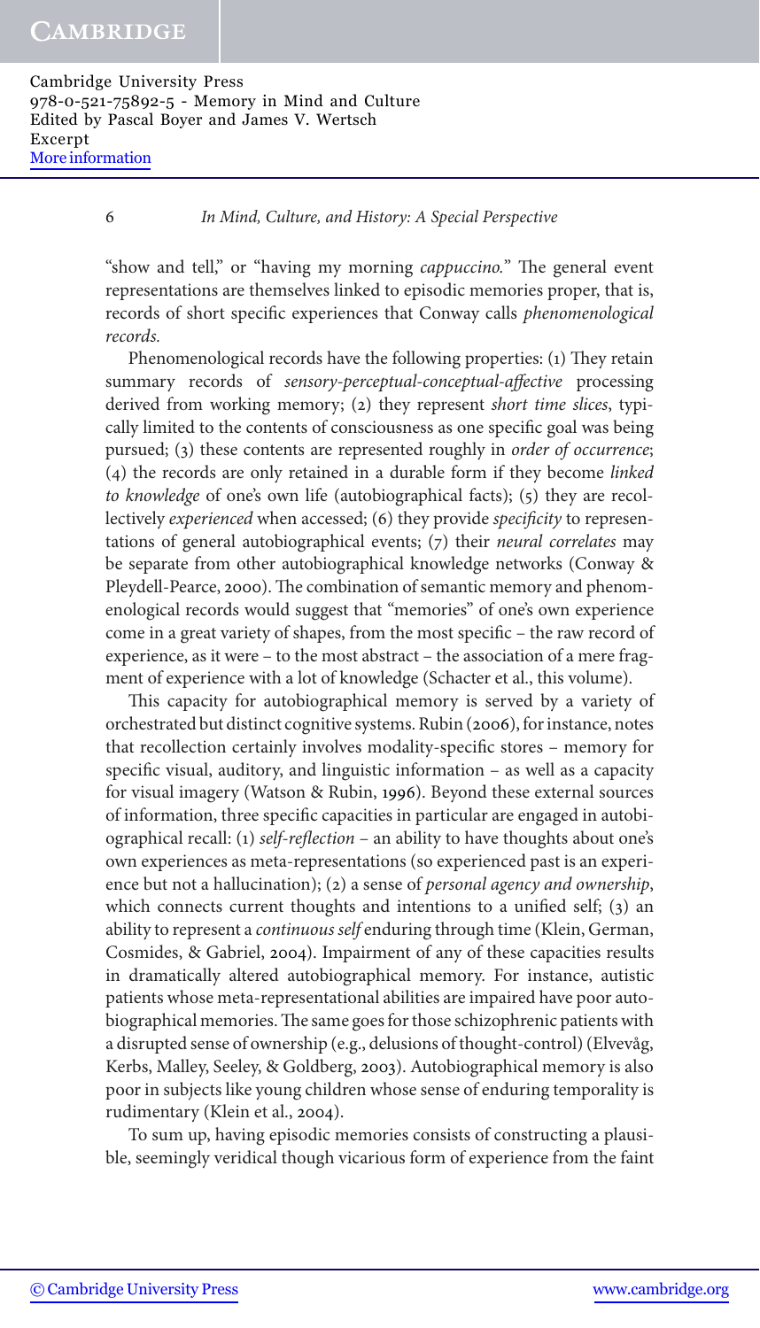"show and tell," or "having my morning *cappuccino*." The general event representations are themselves linked to episodic memories proper, that is, records of short specific experiences that Conway calls *phenomenological records.*

Phenomenological records have the following properties: (1) They retain summary records of *sensory-perceptual-conceptual-affective* processing derived from working memory; (2) they represent *short time slices*, typically limited to the contents of consciousness as one specific goal was being pursued; (3) these contents are represented roughly in *order of occurrence*; (4) the records are only retained in a durable form if they become *linked to knowledge* of one's own life (autobiographical facts); (5) they are recollectively *experienced* when accessed; (6) they provide *specificity* to representations of general autobiographical events; (7) their *neural correlates* may be separate from other autobiographical knowledge networks (Conway & Pleydell-Pearce, 2000). The combination of semantic memory and phenomenological records would suggest that "memories" of one's own experience come in a great variety of shapes, from the most specific – the raw record of experience, as it were – to the most abstract – the association of a mere fragment of experience with a lot of knowledge (Schacter et al., this volume).

This capacity for autobiographical memory is served by a variety of orchestrated but distinct cognitive systems. Rubin (2006), for instance, notes that recollection certainly involves modality-specific stores – memory for specific visual, auditory, and linguistic information – as well as a capacity for visual imagery (Watson & Rubin, 1996). Beyond these external sources of information, three specific capacities in particular are engaged in autobiographical recall: (1) *self-reflection* – an ability to have thoughts about one's own experiences as meta-representations (so experienced past is an experience but not a hallucination); (2) a sense of *personal agency and ownership*, which connects current thoughts and intentions to a unified self; (3) an ability to represent a *continuous self* enduring through time (Klein, German, Cosmides, & Gabriel, 2004). Impairment of any of these capacities results in dramatically altered autobiographical memory. For instance, autistic patients whose meta-representational abilities are impaired have poor autobiographical memories. The same goes for those schizophrenic patients with a disrupted sense of ownership (e.g., delusions of thought-control) (Elvevåg, Kerbs, Malley, Seeley, & Goldberg, 2003). Autobiographical memory is also poor in subjects like young children whose sense of enduring temporality is rudimentary (Klein et al., 2004).

To sum up, having episodic memories consists of constructing a plausible, seemingly veridical though vicarious form of experience from the faint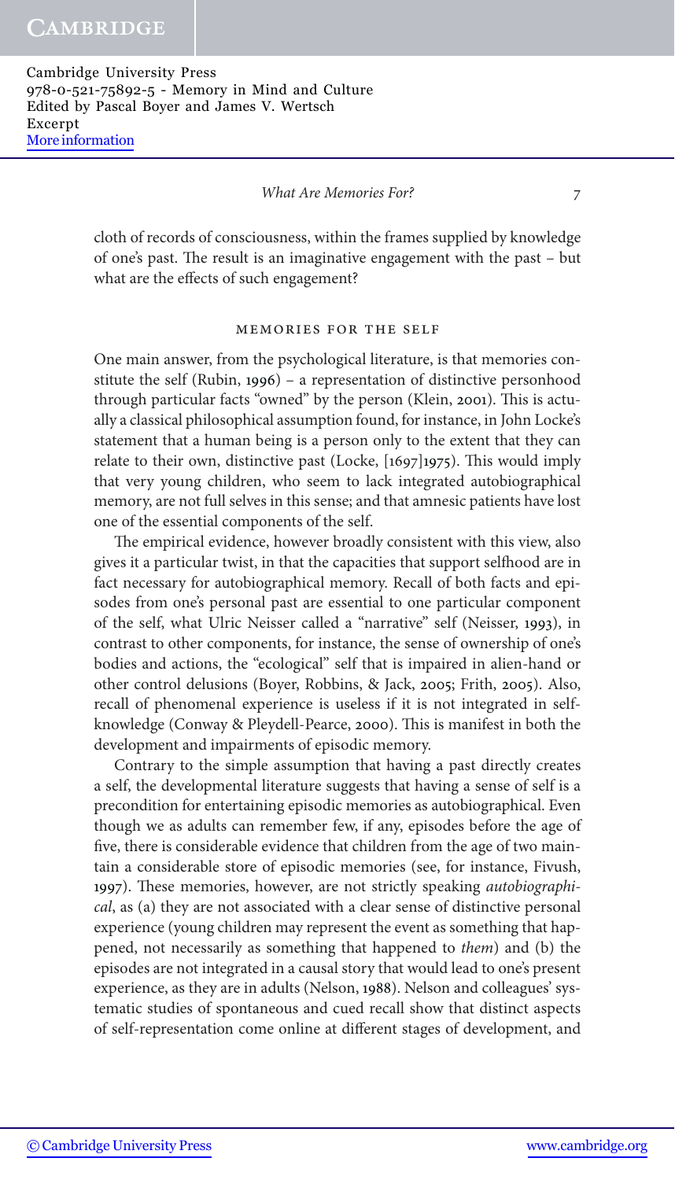cloth of records of consciousness, within the frames supplied by knowledge of one's past. The result is an imaginative engagement with the past – but what are the effects of such engagement?

## Memories for the Self

One main answer, from the psychological literature, is that memories constitute the self (Rubin, 1996) – a representation of distinctive personhood through particular facts "owned" by the person (Klein, 2001). This is actually a classical philosophical assumption found, for instance, in John Locke's statement that a human being is a person only to the extent that they can relate to their own, distinctive past (Locke, [1697]1975). This would imply that very young children, who seem to lack integrated autobiographical memory, are not full selves in this sense; and that amnesic patients have lost one of the essential components of the self.

The empirical evidence, however broadly consistent with this view, also gives it a particular twist, in that the capacities that support selfhood are in fact necessary for autobiographical memory. Recall of both facts and episodes from one's personal past are essential to one particular component of the self, what Ulric Neisser called a "narrative" self (Neisser, 1993), in contrast to other components, for instance, the sense of ownership of one's bodies and actions, the "ecological" self that is impaired in alien-hand or other control delusions (Boyer, Robbins, & Jack, 2005; Frith, 2005). Also, recall of phenomenal experience is useless if it is not integrated in self-knowledge (Conway & Pleydell-Pearce, 2000). This is manifest in both the development and impairments of episodic memory.

Contrary to the simple assumption that having a past directly creates a self, the developmental literature suggests that having a sense of self is a precondition for entertaining episodic memories as autobiographical. Even though we as adults can remember few, if any, episodes before the age of five, there is considerable evidence that children from the age of two maintain a considerable store of episodic memories (see, for instance, Fivush, 1997). These memories, however, are not strictly speaking *autobiographical*, as (a) they are not associated with a clear sense of distinctive personal experience (young children may represent the event as something that happened, not necessarily as something that happened to *them*) and (b) the episodes are not integrated in a causal story that would lead to one's present experience, as they are in adults (Nelson, 1988). Nelson and colleagues' systematic studies of spontaneous and cued recall show that distinct aspects of self-representation come online at different stages of development, and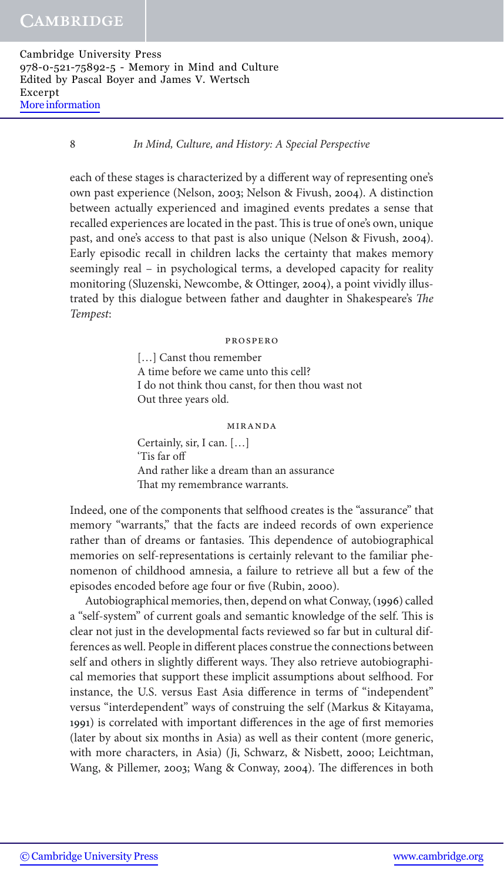each of these stages is characterized by a different way of representing one's own past experience (Nelson, 2003; Nelson & Fivush, 2004). A distinction between actually experienced and imagined events predates a sense that recalled experiences are located in the past. This is true of one's own, unique past, and one's access to that past is also unique (Nelson & Fivush, 2004). Early episodic recall in children lacks the certainty that makes memory seemingly real – in psychological terms, a developed capacity for reality monitoring (Sluzenski, Newcombe, & Ottinger, 2004), a point vividly illustrated by this dialogue between father and daughter in Shakespeare's *The Tempest*:

PROSPERO

> […] Canst thou remember
> A time before we came unto this cell?
> I do not think thou canst, for then thou wast not
> Out three years old.

MIRANDA

> Certainly, sir, I can. […]
> 'Tis far off
> And rather like a dream than an assurance
> That my remembrance warrants.

Indeed, one of the components that selfhood creates is the "assurance" that memory "warrants," that the facts are indeed records of own experience rather than of dreams or fantasies. This dependence of autobiographical memories on self-representations is certainly relevant to the familiar phenomenon of childhood amnesia, a failure to retrieve all but a few of the episodes encoded before age four or five (Rubin, 2000).

Autobiographical memories, then, depend on what Conway, (1996) called a "self-system" of current goals and semantic knowledge of the self. This is clear not just in the developmental facts reviewed so far but in cultural differences as well. People in different places construe the connections between self and others in slightly different ways. They also retrieve autobiographical memories that support these implicit assumptions about selfhood. For instance, the U.S. versus East Asia difference in terms of "independent" versus "interdependent" ways of construing the self (Markus & Kitayama, 1991) is correlated with important differences in the age of first memories (later by about six months in Asia) as well as their content (more generic, with more characters, in Asia) (Ji, Schwarz, & Nisbett, 2000; Leichtman, Wang, & Pillemer, 2003; Wang & Conway, 2004). The differences in both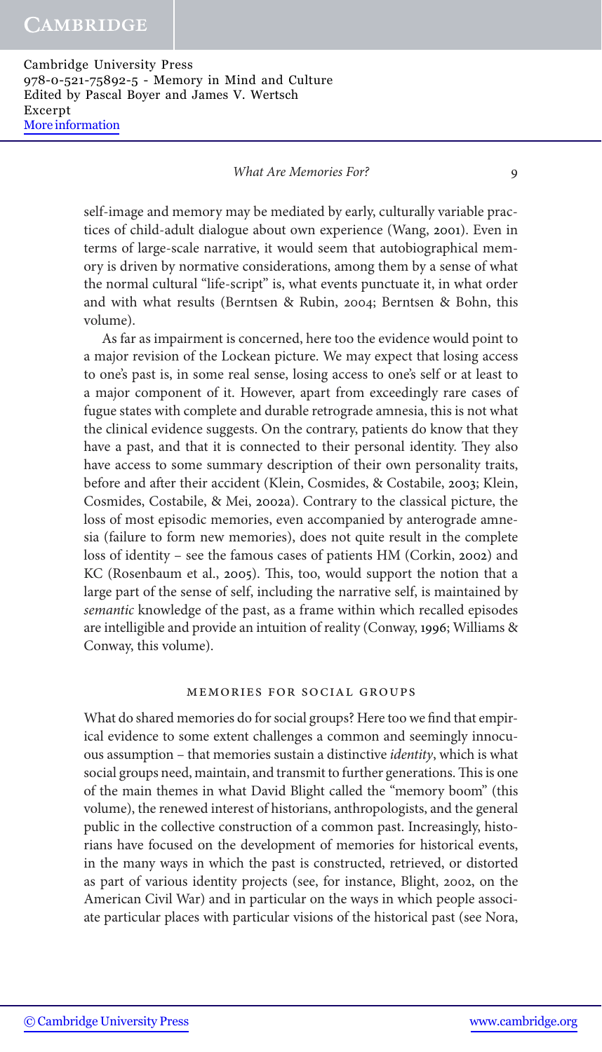self-image and memory may be mediated by early, culturally variable practices of child-adult dialogue about own experience (Wang, 2001). Even in terms of large-scale narrative, it would seem that autobiographical memory is driven by normative considerations, among them by a sense of what the normal cultural "life-script" is, what events punctuate it, in what order and with what results (Berntsen & Rubin, 2004; Berntsen & Bohn, this volume).

As far as impairment is concerned, here too the evidence would point to a major revision of the Lockean picture. We may expect that losing access to one's past is, in some real sense, losing access to one's self or at least to a major component of it. However, apart from exceedingly rare cases of fugue states with complete and durable retrograde amnesia, this is not what the clinical evidence suggests. On the contrary, patients do know that they have a past, and that it is connected to their personal identity. They also have access to some summary description of their own personality traits, before and after their accident (Klein, Cosmides, & Costabile, 2003; Klein, Cosmides, Costabile, & Mei, 2002a). Contrary to the classical picture, the loss of most episodic memories, even accompanied by anterograde amnesia (failure to form new memories), does not quite result in the complete loss of identity – see the famous cases of patients HM (Corkin, 2002) and KC (Rosenbaum et al., 2005). This, too, would support the notion that a large part of the sense of self, including the narrative self, is maintained by *semantic* knowledge of the past, as a frame within which recalled episodes are intelligible and provide an intuition of reality (Conway, 1996; Williams & Conway, this volume).

## MEMORIES FOR SOCIAL GROUPS

What do shared memories do for social groups? Here too we find that empirical evidence to some extent challenges a common and seemingly innocuous assumption – that memories sustain a distinctive *identity*, which is what social groups need, maintain, and transmit to further generations. This is one of the main themes in what David Blight called the "memory boom" (this volume), the renewed interest of historians, anthropologists, and the general public in the collective construction of a common past. Increasingly, historians have focused on the development of memories for historical events, in the many ways in which the past is constructed, retrieved, or distorted as part of various identity projects (see, for instance, Blight, 2002, on the American Civil War) and in particular on the ways in which people associate particular places with particular visions of the historical past (see Nora,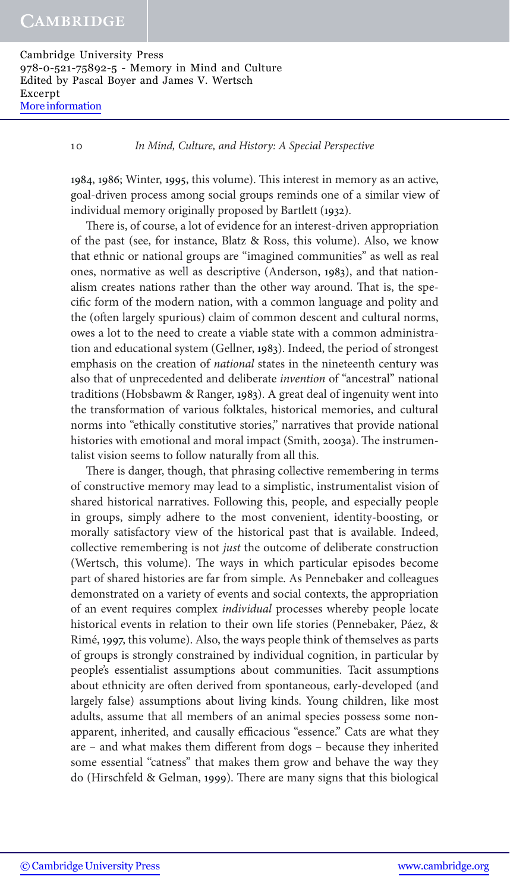1984, 1986; Winter, 1995, this volume). This interest in memory as an active, goal-driven process among social groups reminds one of a similar view of individual memory originally proposed by Bartlett (1932).

There is, of course, a lot of evidence for an interest-driven appropriation of the past (see, for instance, Blatz & Ross, this volume). Also, we know that ethnic or national groups are "imagined communities" as well as real ones, normative as well as descriptive (Anderson, 1983), and that nationalism creates nations rather than the other way around. That is, the specific form of the modern nation, with a common language and polity and the (often largely spurious) claim of common descent and cultural norms, owes a lot to the need to create a viable state with a common administration and educational system (Gellner, 1983). Indeed, the period of strongest emphasis on the creation of *national* states in the nineteenth century was also that of unprecedented and deliberate *invention* of "ancestral" national traditions (Hobsbawm & Ranger, 1983). A great deal of ingenuity went into the transformation of various folktales, historical memories, and cultural norms into "ethically constitutive stories," narratives that provide national histories with emotional and moral impact (Smith, 2003a). The instrumentalist vision seems to follow naturally from all this.

There is danger, though, that phrasing collective remembering in terms of constructive memory may lead to a simplistic, instrumentalist vision of shared historical narratives. Following this, people, and especially people in groups, simply adhere to the most convenient, identity-boosting, or morally satisfactory view of the historical past that is available. Indeed, collective remembering is not *just* the outcome of deliberate construction (Wertsch, this volume). The ways in which particular episodes become part of shared histories are far from simple. As Pennebaker and colleagues demonstrated on a variety of events and social contexts, the appropriation of an event requires complex *individual* processes whereby people locate historical events in relation to their own life stories (Pennebaker, Páez, & Rimé, 1997, this volume). Also, the ways people think of themselves as parts of groups is strongly constrained by individual cognition, in particular by people's essentialist assumptions about communities. Tacit assumptions about ethnicity are often derived from spontaneous, early-developed (and largely false) assumptions about living kinds. Young children, like most adults, assume that all members of an animal species possess some non-apparent, inherited, and causally efficacious "essence." Cats are what they are – and what makes them different from dogs – because they inherited some essential "catness" that makes them grow and behave the way they do (Hirschfeld & Gelman, 1999). There are many signs that this biological